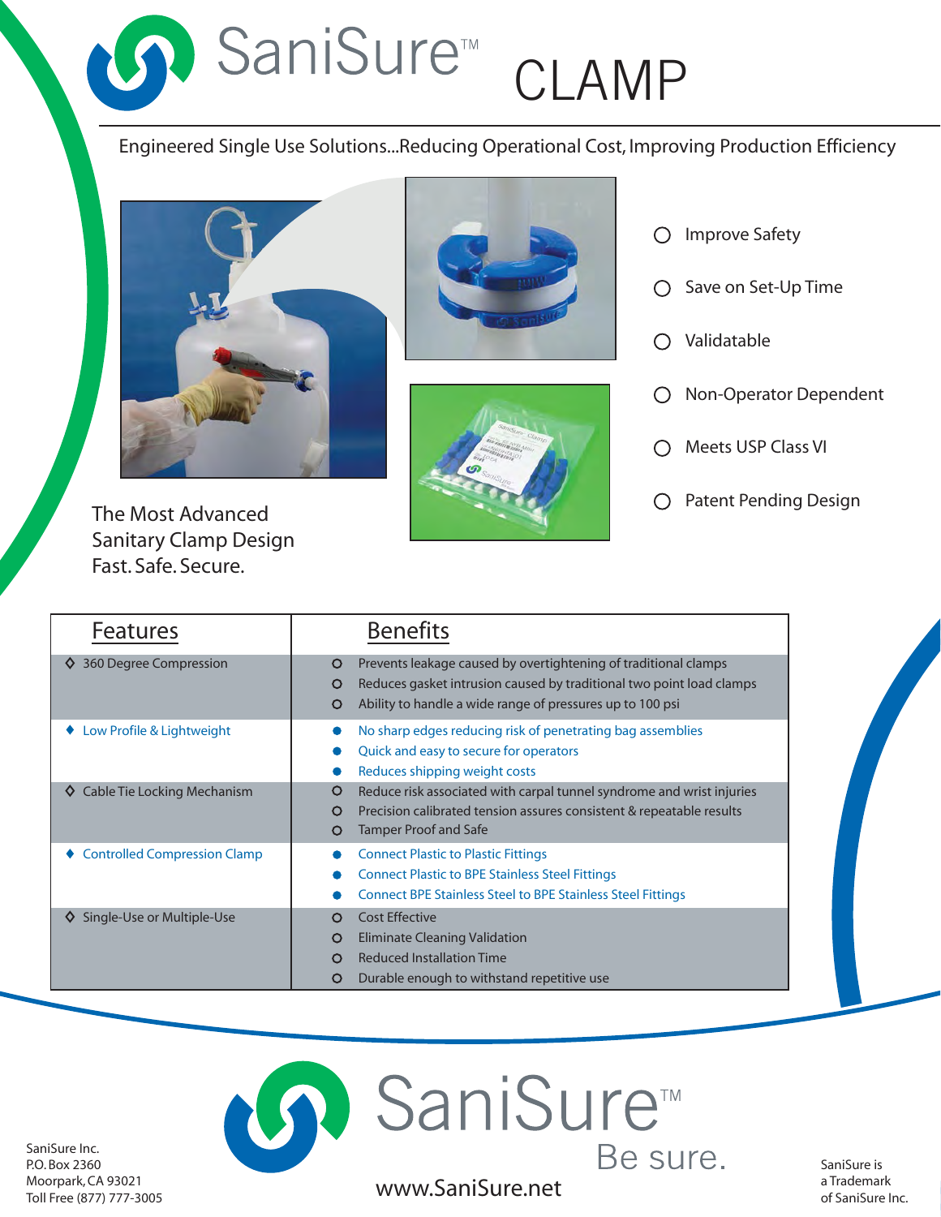# SaniSure™ CLAMP

Engineered Single Use Solutions...Reducing Operational Cost, Improving Production Efficiency

- Improve Safety
- Save on Set-Up Time
- Validatable
- Non-Operator Dependent
- Meets USP Class VI
- Patent Pending Design

The Most Advanced Sanitary Clamp Design
Fast. Safe. Secure.

| Features | Benefits |
|---|---|
| 360 Degree Compression | Prevents leakage caused by overtightening of traditional clamps<br>Reduces gasket intrusion caused by traditional two point load clamps<br>Ability to handle a wide range of pressures up to 100 psi |
| Low Profile & Lightweight | No sharp edges reducing risk of penetrating bag assemblies<br>Quick and easy to secure for operators<br>Reduces shipping weight costs |
| Cable Tie Locking Mechanism | Reduce risk associated with carpal tunnel syndrome and wrist injuries<br>Precision calibrated tension assures consistent & repeatable results<br>Tamper Proof and Safe |
| Controlled Compression Clamp | Connect Plastic to Plastic Fittings<br>Connect Plastic to BPE Stainless Steel Fittings<br>Connect BPE Stainless Steel to BPE Stainless Steel Fittings |
| Single-Use or Multiple-Use | Cost Effective<br>Eliminate Cleaning Validation<br>Reduced Installation Time<br>Durable enough to withstand repetitive use |

SaniSure™
Be sure.

www.SaniSure.net

SaniSure Inc.
P.O. Box 2360
Moorpark, CA 93021
Toll Free (877) 777-3005

SaniSure is a Trademark of SaniSure Inc.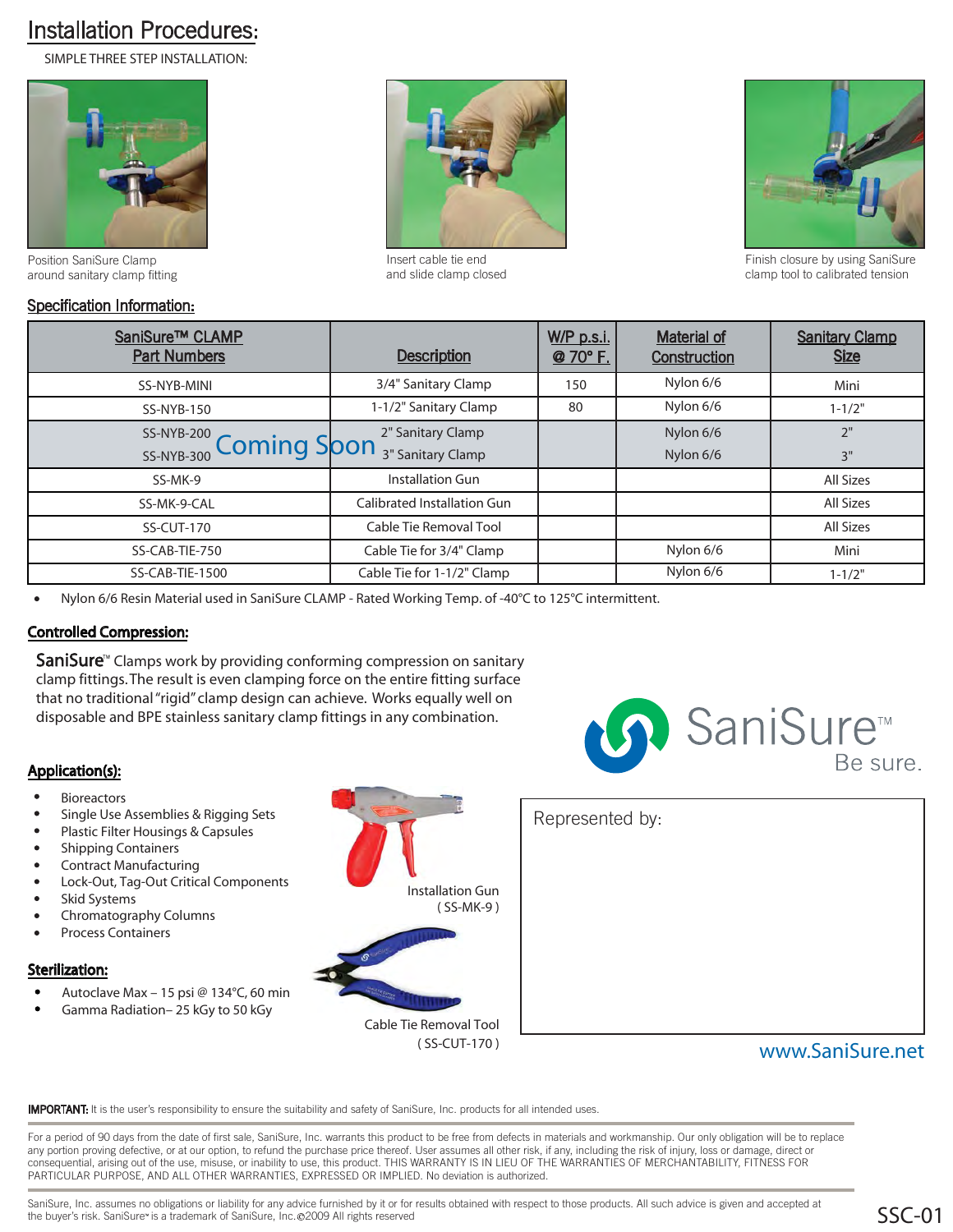# Installation Procedures:

SIMPLE THREE STEP INSTALLATION:

Position SaniSure Clamp around sanitary clamp fitting

Insert cable tie end and slide clamp closed

Finish closure by using SaniSure clamp tool to calibrated tension

## Specification Information:

| SaniSure™ CLAMP Part Numbers | Description | W/P p.s.i. @ 70° F. | Material of Construction | Sanitary Clamp Size |
|---|---|---|---|---|
| SS-NYB-MINI | 3/4" Sanitary Clamp | 150 | Nylon 6/6 | Mini |
| SS-NYB-150 | 1-1/2" Sanitary Clamp | 80 | Nylon 6/6 | 1-1/2" |
| SS-NYB-200 | Coming Soon 2" Sanitary Clamp | | Nylon 6/6 | 2" |
| SS-NYB-300 | Coming Soon 3" Sanitary Clamp | | Nylon 6/6 | 3" |
| SS-MK-9 | Installation Gun | | | All Sizes |
| SS-MK-9-CAL | Calibrated Installation Gun | | | All Sizes |
| SS-CUT-170 | Cable Tie Removal Tool | | | All Sizes |
| SS-CAB-TIE-750 | Cable Tie for 3/4" Clamp | | Nylon 6/6 | Mini |
| SS-CAB-TIE-1500 | Cable Tie for 1-1/2" Clamp | | Nylon 6/6 | 1-1/2" |

- Nylon 6/6 Resin Material used in SaniSure CLAMP - Rated Working Temp. of -40°C to 125°C intermittent.

## Controlled Compression:

SaniSure™ Clamps work by providing conforming compression on sanitary clamp fittings. The result is even clamping force on the entire fitting surface that no traditional "rigid" clamp design can achieve. Works equally well on disposable and BPE stainless sanitary clamp fittings in any combination.

SaniSure™
Be sure.

## Application(s):

- Bioreactors
- Single Use Assemblies & Rigging Sets
- Plastic Filter Housings & Capsules
- Shipping Containers
- Contract Manufacturing
- Lock-Out, Tag-Out Critical Components
- Skid Systems
- Chromatography Columns
- Process Containers

## Sterilization:

- Autoclave Max – 15 psi @ 134°C, 60 min
- Gamma Radiation– 25 kGy to 50 kGy

Installation Gun ( SS-MK-9 )

Cable Tie Removal Tool ( SS-CUT-170 )

Represented by:

www.SaniSure.net

**IMPORTANT:** It is the user's responsibility to ensure the suitability and safety of SaniSure, Inc. products for all intended uses.

For a period of 90 days from the date of first sale, SaniSure, Inc. warrants this product to be free from defects in materials and workmanship. Our only obligation will be to replace any portion proving defective, or at our option, to refund the purchase price thereof. User assumes all other risk, if any, including the risk of injury, loss or damage, direct or consequential, arising out of the use, misuse, or inability to use, this product. THIS WARRANTY IS IN LIEU OF THE WARRANTIES OF MERCHANTABILITY, FITNESS FOR PARTICULAR PURPOSE, AND ALL OTHER WARRANTIES, EXPRESSED OR IMPLIED. No deviation is authorized.

SaniSure, Inc. assumes no obligations or liability for any advice furnished by it or for results obtained with respect to those products. All such advice is given and accepted at the buyer's risk. SaniSure™ is a trademark of SaniSure, Inc. ©2009 All rights reserved

SSC-01